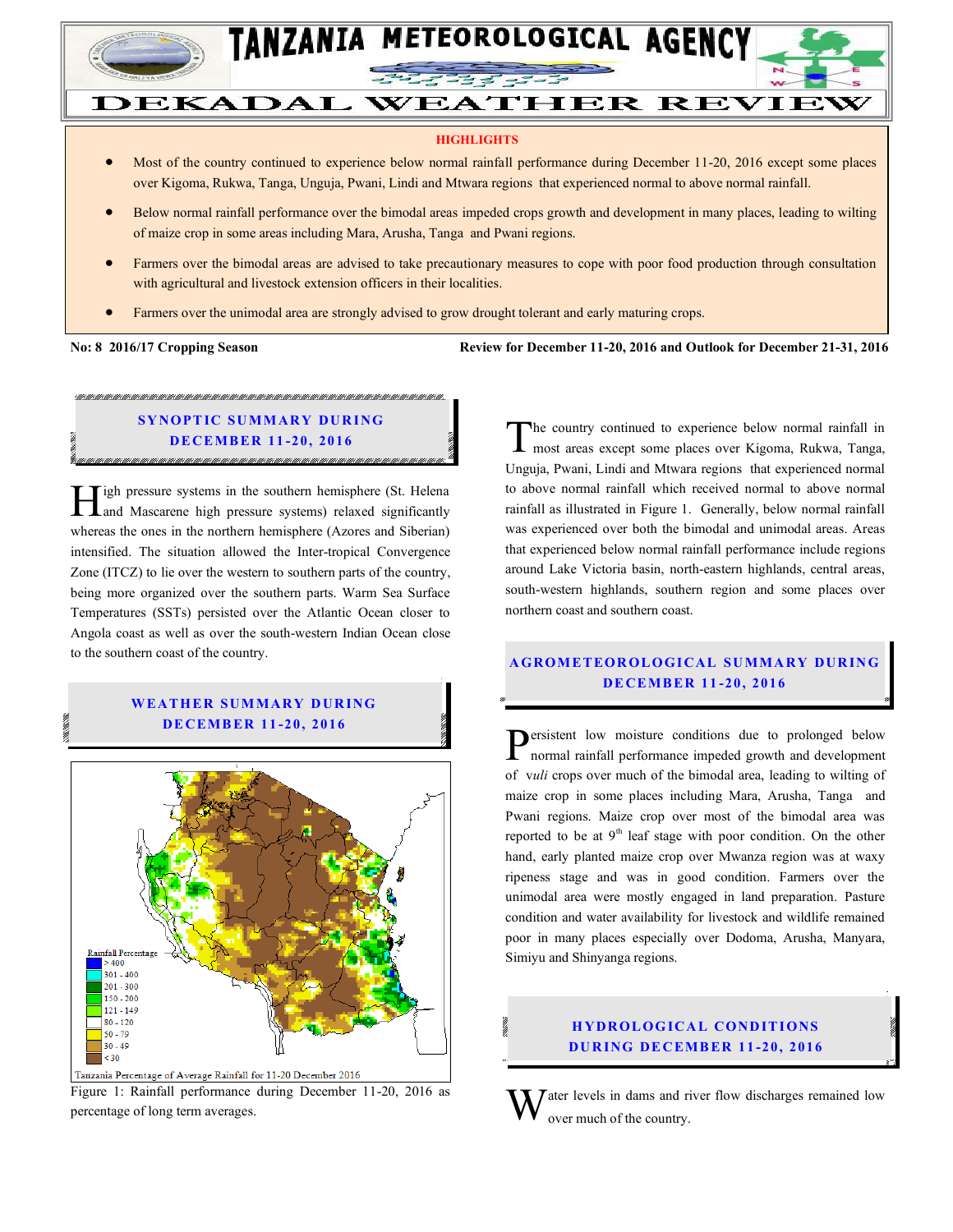# TANZANIA METEOROLOGICAL AGENCY

# DEKADAL WEATHER REVIEW

**HIGHLIGHTS**

- Most of the country continued to experience below normal rainfall performance during December 11-20, 2016 except some places over Kigoma, Rukwa, Tanga, Unguja, Pwani, Lindi and Mtwara regions that experienced normal to above normal rainfall.
- Below normal rainfall performance over the bimodal areas impeded crops growth and development in many places, leading to wilting of maize crop in some areas including Mara, Arusha, Tanga and Pwani regions.
- Farmers over the bimodal areas are advised to take precautionary measures to cope with poor food production through consultation with agricultural and livestock extension officers in their localities.
- Farmers over the unimodal area are strongly advised to grow drought tolerant and early maturing crops.

**No: 8 2016/17 Cropping Season** **Review for December 11-20, 2016 and Outlook for December 21-31, 2016**

## SYNOPTIC SUMMARY DURING DECEMBER 11-20, 2016

High pressure systems in the southern hemisphere (St. Helena and Mascarene high pressure systems) relaxed significantly whereas the ones in the northern hemisphere (Azores and Siberian) intensified. The situation allowed the Inter-tropical Convergence Zone (ITCZ) to lie over the western to southern parts of the country, being more organized over the southern parts. Warm Sea Surface Temperatures (SSTs) persisted over the Atlantic Ocean closer to Angola coast as well as over the south-western Indian Ocean close to the southern coast of the country.

## WEATHER SUMMARY DURING DECEMBER 11-20, 2016

Rainfall Percentage: > 400; 301 - 400; 201 - 300; 150 - 200; 121 - 149; 80 - 120; 50 - 79; 30 - 49; < 30

Tanzania Percentage of Average Rainfall for 11-20 December 2016

Figure 1: Rainfall performance during December 11-20, 2016 as percentage of long term averages.

The country continued to experience below normal rainfall in most areas except some places over Kigoma, Rukwa, Tanga, Unguja, Pwani, Lindi and Mtwara regions that experienced normal to above normal rainfall which received normal to above normal rainfall as illustrated in Figure 1. Generally, below normal rainfall was experienced over both the bimodal and unimodal areas. Areas that experienced below normal rainfall performance include regions around Lake Victoria basin, north-eastern highlands, central areas, south-western highlands, southern region and some places over northern coast and southern coast.

## AGROMETEOROLOGICAL SUMMARY DURING DECEMBER 11-20, 2016

Persistent low moisture conditions due to prolonged below normal rainfall performance impeded growth and development of *vuli* crops over much of the bimodal area, leading to wilting of maize crop in some places including Mara, Arusha, Tanga and Pwani regions. Maize crop over most of the bimodal area was reported to be at 9th leaf stage with poor condition. On the other hand, early planted maize crop over Mwanza region was at waxy ripeness stage and was in good condition. Farmers over the unimodal area were mostly engaged in land preparation. Pasture condition and water availability for livestock and wildlife remained poor in many places especially over Dodoma, Arusha, Manyara, Simiyu and Shinyanga regions.

## HYDROLOGICAL CONDITIONS DURING DECEMBER 11-20, 2016

Water levels in dams and river flow discharges remained low over much of the country.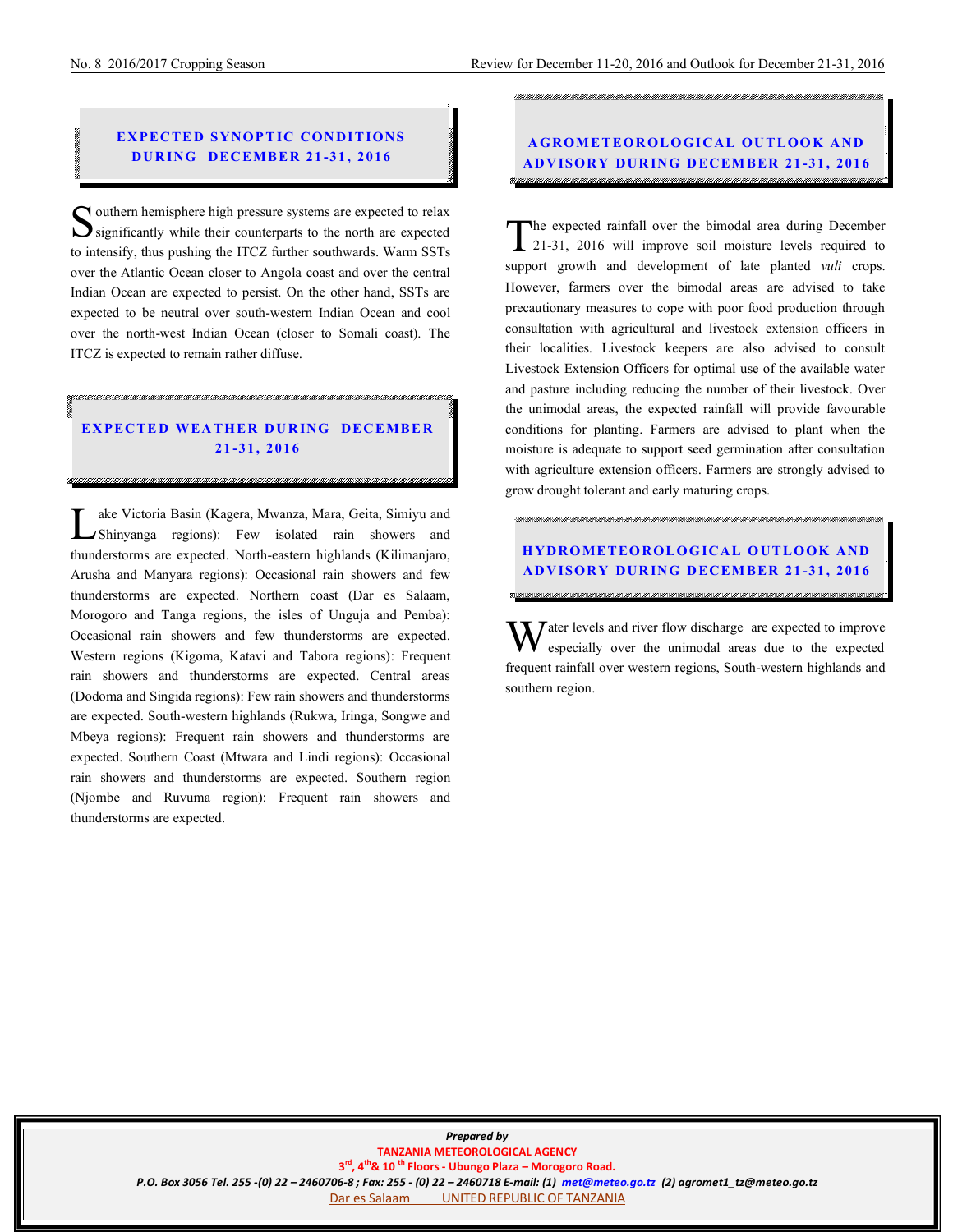## EXPECTED SYNOPTIC CONDITIONS DURING DECEMBER 21-31, 2016

Southern hemisphere high pressure systems are expected to relax significantly while their counterparts to the north are expected to intensify, thus pushing the ITCZ further southwards. Warm SSTs over the Atlantic Ocean closer to Angola coast and over the central Indian Ocean are expected to persist. On the other hand, SSTs are expected to be neutral over south-western Indian Ocean and cool over the north-west Indian Ocean (closer to Somali coast). The ITCZ is expected to remain rather diffuse.

## EXPECTED WEATHER DURING DECEMBER 21-31, 2016

Lake Victoria Basin (Kagera, Mwanza, Mara, Geita, Simiyu and Shinyanga regions): Few isolated rain showers and thunderstorms are expected. North-eastern highlands (Kilimanjaro, Arusha and Manyara regions): Occasional rain showers and few thunderstorms are expected. Northern coast (Dar es Salaam, Morogoro and Tanga regions, the isles of Unguja and Pemba): Occasional rain showers and few thunderstorms are expected. Western regions (Kigoma, Katavi and Tabora regions): Frequent rain showers and thunderstorms are expected. Central areas (Dodoma and Singida regions): Few rain showers and thunderstorms are expected. South-western highlands (Rukwa, Iringa, Songwe and Mbeya regions): Frequent rain showers and thunderstorms are expected. Southern Coast (Mtwara and Lindi regions): Occasional rain showers and thunderstorms are expected. Southern region (Njombe and Ruvuma region): Frequent rain showers and thunderstorms are expected.

## AGROMETEOROLOGICAL OUTLOOK AND ADVISORY DURING DECEMBER 21-31, 2016

The expected rainfall over the bimodal area during December 21-31, 2016 will improve soil moisture levels required to support growth and development of late planted *vuli* crops. However, farmers over the bimodal areas are advised to take precautionary measures to cope with poor food production through consultation with agricultural and livestock extension officers in their localities. Livestock keepers are also advised to consult Livestock Extension Officers for optimal use of the available water and pasture including reducing the number of their livestock. Over the unimodal areas, the expected rainfall will provide favourable conditions for planting. Farmers are advised to plant when the moisture is adequate to support seed germination after consultation with agriculture extension officers. Farmers are strongly advised to grow drought tolerant and early maturing crops.

## HYDROMETEOROLOGICAL OUTLOOK AND ADVISORY DURING DECEMBER 21-31, 2016

Water levels and river flow discharge are expected to improve especially over the unimodal areas due to the expected frequent rainfall over western regions, South-western highlands and southern region.

*Prepared by*
**TANZANIA METEOROLOGICAL AGENCY**
**3rd, 4th & 10th Floors - Ubungo Plaza – Morogoro Road.**
*P.O. Box 3056 Tel. 255 -(0) 22 – 2460706-8 ; Fax: 255 - (0) 22 – 2460718 E-mail: (1) met@meteo.go.tz (2) agromet1_tz@meteo.go.tz*
Dar es Salaam UNITED REPUBLIC OF TANZANIA